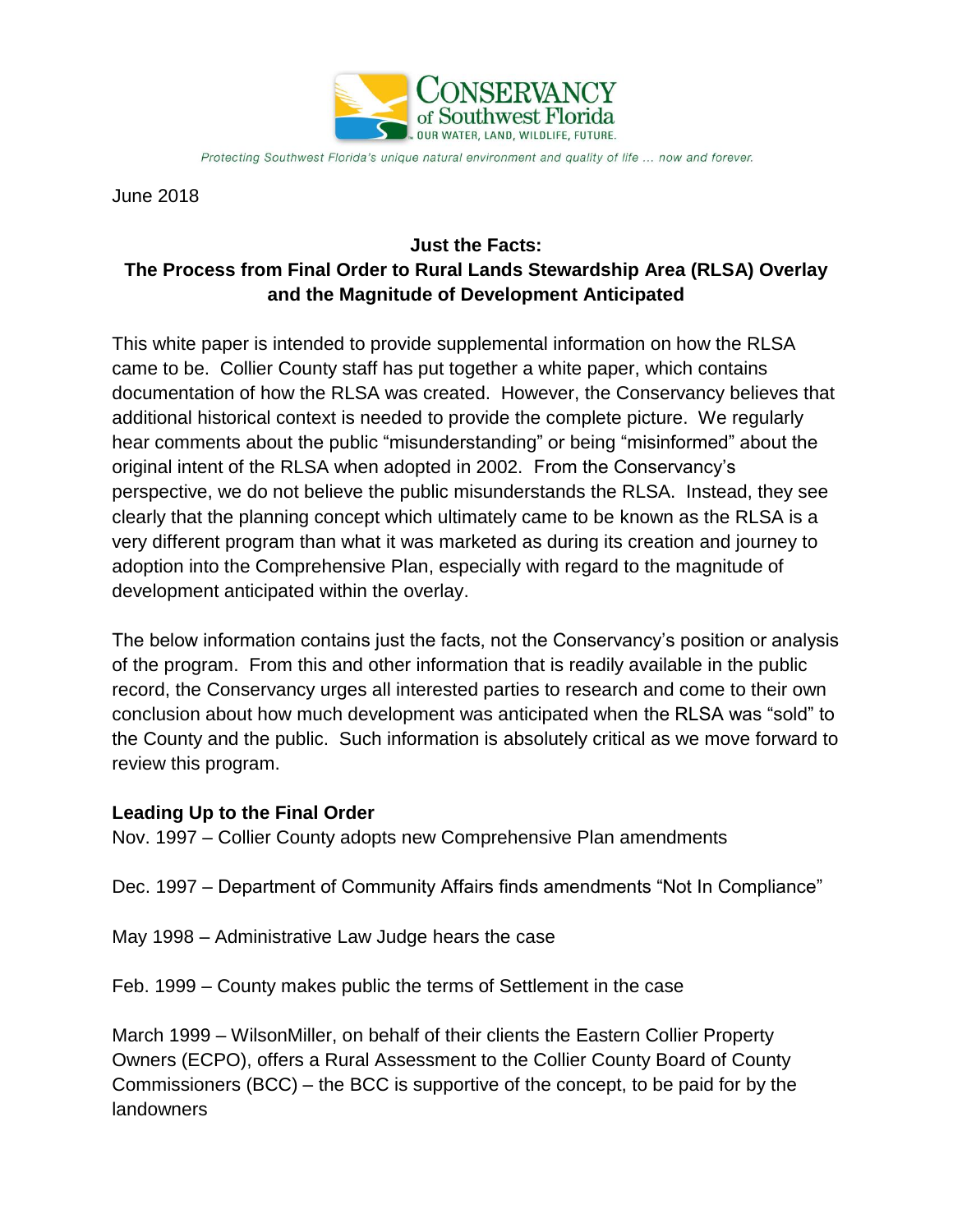Conservancy of Southwest Florida — Our Water, Land, Wildlife, Future.

*Protecting Southwest Florida's unique natural environment and quality of life ... now and forever.*

June 2018

**Just the Facts:**
**The Process from Final Order to Rural Lands Stewardship Area (RLSA) Overlay and the Magnitude of Development Anticipated**

This white paper is intended to provide supplemental information on how the RLSA came to be. Collier County staff has put together a white paper, which contains documentation of how the RLSA was created. However, the Conservancy believes that additional historical context is needed to provide the complete picture. We regularly hear comments about the public "misunderstanding" or being "misinformed" about the original intent of the RLSA when adopted in 2002. From the Conservancy's perspective, we do not believe the public misunderstands the RLSA. Instead, they see clearly that the planning concept which ultimately came to be known as the RLSA is a very different program than what it was marketed as during its creation and journey to adoption into the Comprehensive Plan, especially with regard to the magnitude of development anticipated within the overlay.

The below information contains just the facts, not the Conservancy's position or analysis of the program. From this and other information that is readily available in the public record, the Conservancy urges all interested parties to research and come to their own conclusion about how much development was anticipated when the RLSA was "sold" to the County and the public. Such information is absolutely critical as we move forward to review this program.

**Leading Up to the Final Order**

Nov. 1997 – Collier County adopts new Comprehensive Plan amendments

Dec. 1997 – Department of Community Affairs finds amendments "Not In Compliance"

May 1998 – Administrative Law Judge hears the case

Feb. 1999 – County makes public the terms of Settlement in the case

March 1999 – WilsonMiller, on behalf of their clients the Eastern Collier Property Owners (ECPO), offers a Rural Assessment to the Collier County Board of County Commissioners (BCC) – the BCC is supportive of the concept, to be paid for by the landowners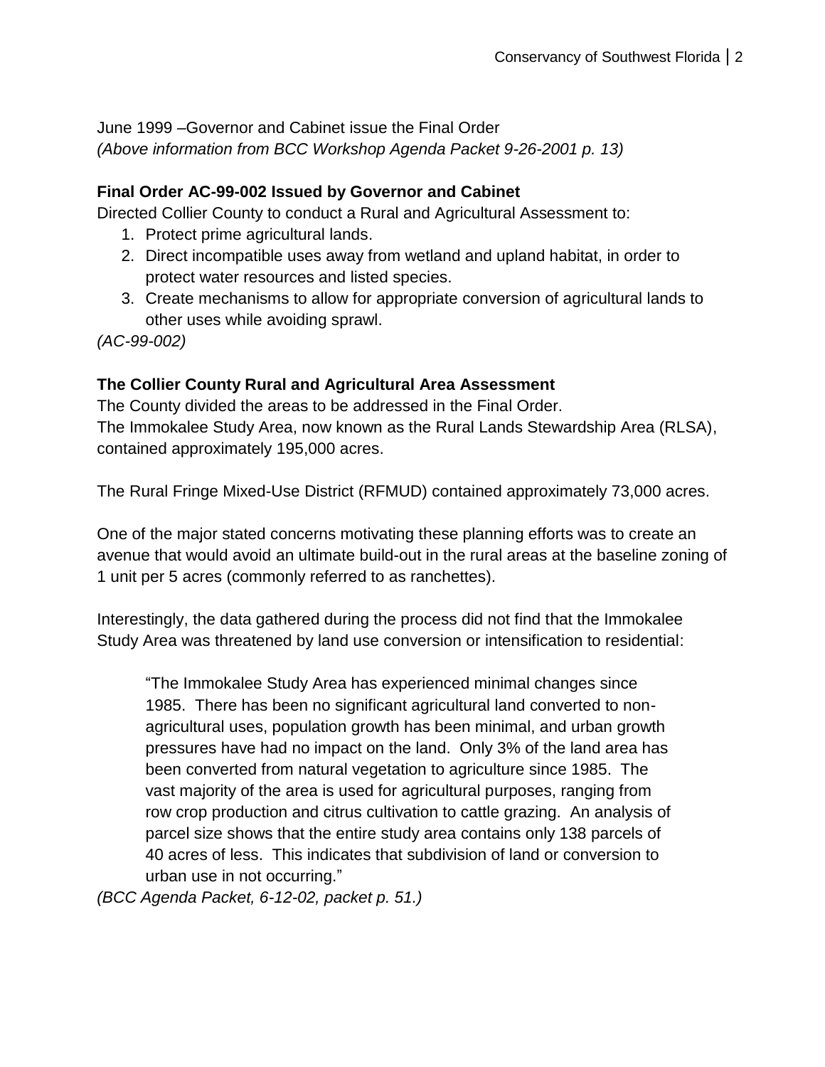June 1999 –Governor and Cabinet issue the Final Order
*(Above information from BCC Workshop Agenda Packet 9-26-2001 p. 13)*

**Final Order AC-99-002 Issued by Governor and Cabinet**

Directed Collier County to conduct a Rural and Agricultural Assessment to:

1. Protect prime agricultural lands.
2. Direct incompatible uses away from wetland and upland habitat, in order to protect water resources and listed species.
3. Create mechanisms to allow for appropriate conversion of agricultural lands to other uses while avoiding sprawl.

*(AC-99-002)*

**The Collier County Rural and Agricultural Area Assessment**

The County divided the areas to be addressed in the Final Order.
The Immokalee Study Area, now known as the Rural Lands Stewardship Area (RLSA), contained approximately 195,000 acres.

The Rural Fringe Mixed-Use District (RFMUD) contained approximately 73,000 acres.

One of the major stated concerns motivating these planning efforts was to create an avenue that would avoid an ultimate build-out in the rural areas at the baseline zoning of 1 unit per 5 acres (commonly referred to as ranchettes).

Interestingly, the data gathered during the process did not find that the Immokalee Study Area was threatened by land use conversion or intensification to residential:

> "The Immokalee Study Area has experienced minimal changes since 1985. There has been no significant agricultural land converted to non-agricultural uses, population growth has been minimal, and urban growth pressures have had no impact on the land. Only 3% of the land area has been converted from natural vegetation to agriculture since 1985. The vast majority of the area is used for agricultural purposes, ranging from row crop production and citrus cultivation to cattle grazing. An analysis of parcel size shows that the entire study area contains only 138 parcels of 40 acres of less. This indicates that subdivision of land or conversion to urban use in not occurring."

*(BCC Agenda Packet, 6-12-02, packet p. 51.)*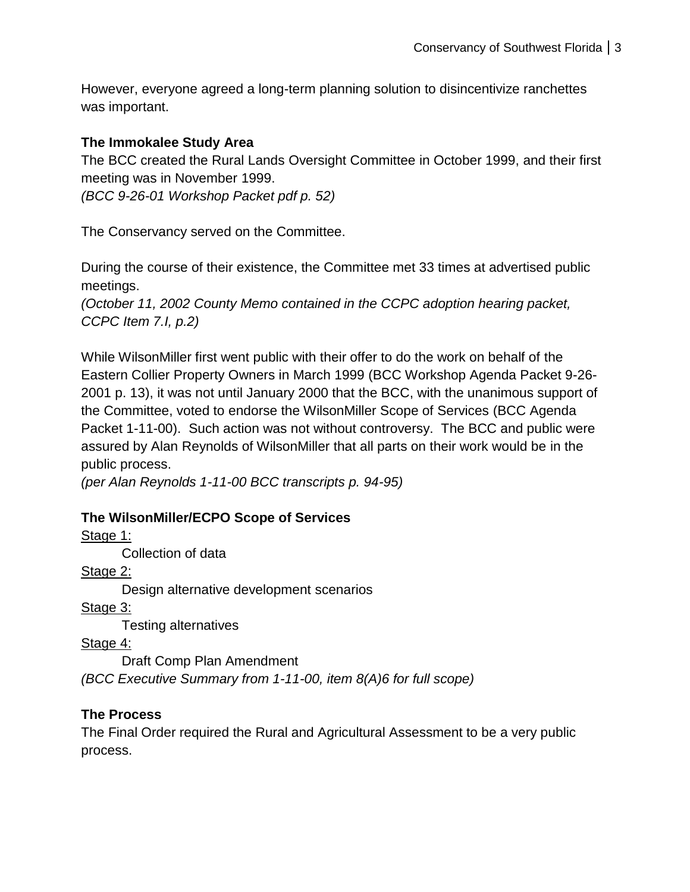However, everyone agreed a long-term planning solution to disincentivize ranchettes was important.

**The Immokalee Study Area**

The BCC created the Rural Lands Oversight Committee in October 1999, and their first meeting was in November 1999.
*(BCC 9-26-01 Workshop Packet pdf p. 52)*

The Conservancy served on the Committee.

During the course of their existence, the Committee met 33 times at advertised public meetings.
*(October 11, 2002 County Memo contained in the CCPC adoption hearing packet, CCPC Item 7.I, p.2)*

While WilsonMiller first went public with their offer to do the work on behalf of the Eastern Collier Property Owners in March 1999 (BCC Workshop Agenda Packet 9-26-2001 p. 13), it was not until January 2000 that the BCC, with the unanimous support of the Committee, voted to endorse the WilsonMiller Scope of Services (BCC Agenda Packet 1-11-00). Such action was not without controversy. The BCC and public were assured by Alan Reynolds of WilsonMiller that all parts on their work would be in the public process.
*(per Alan Reynolds 1-11-00 BCC transcripts p. 94-95)*

**The WilsonMiller/ECPO Scope of Services**

<u>Stage 1:</u>
Collection of data

<u>Stage 2:</u>
Design alternative development scenarios

<u>Stage 3:</u>
Testing alternatives

<u>Stage 4:</u>
Draft Comp Plan Amendment

*(BCC Executive Summary from 1-11-00, item 8(A)6 for full scope)*

**The Process**

The Final Order required the Rural and Agricultural Assessment to be a very public process.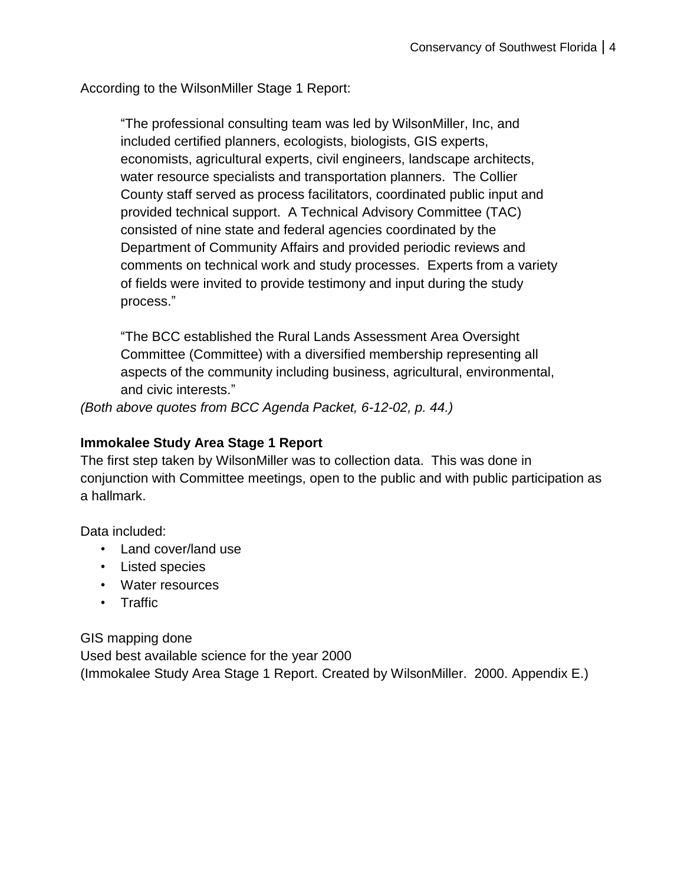According to the WilsonMiller Stage 1 Report:

> "The professional consulting team was led by WilsonMiller, Inc, and included certified planners, ecologists, biologists, GIS experts, economists, agricultural experts, civil engineers, landscape architects, water resource specialists and transportation planners. The Collier County staff served as process facilitators, coordinated public input and provided technical support. A Technical Advisory Committee (TAC) consisted of nine state and federal agencies coordinated by the Department of Community Affairs and provided periodic reviews and comments on technical work and study processes. Experts from a variety of fields were invited to provide testimony and input during the study process."

> "The BCC established the Rural Lands Assessment Area Oversight Committee (Committee) with a diversified membership representing all aspects of the community including business, agricultural, environmental, and civic interests."

*(Both above quotes from BCC Agenda Packet, 6-12-02, p. 44.)*

**Immokalee Study Area Stage 1 Report**

The first step taken by WilsonMiller was to collection data. This was done in conjunction with Committee meetings, open to the public and with public participation as a hallmark.

Data included:

- Land cover/land use
- Listed species
- Water resources
- Traffic

GIS mapping done
Used best available science for the year 2000
(Immokalee Study Area Stage 1 Report. Created by WilsonMiller. 2000. Appendix E.)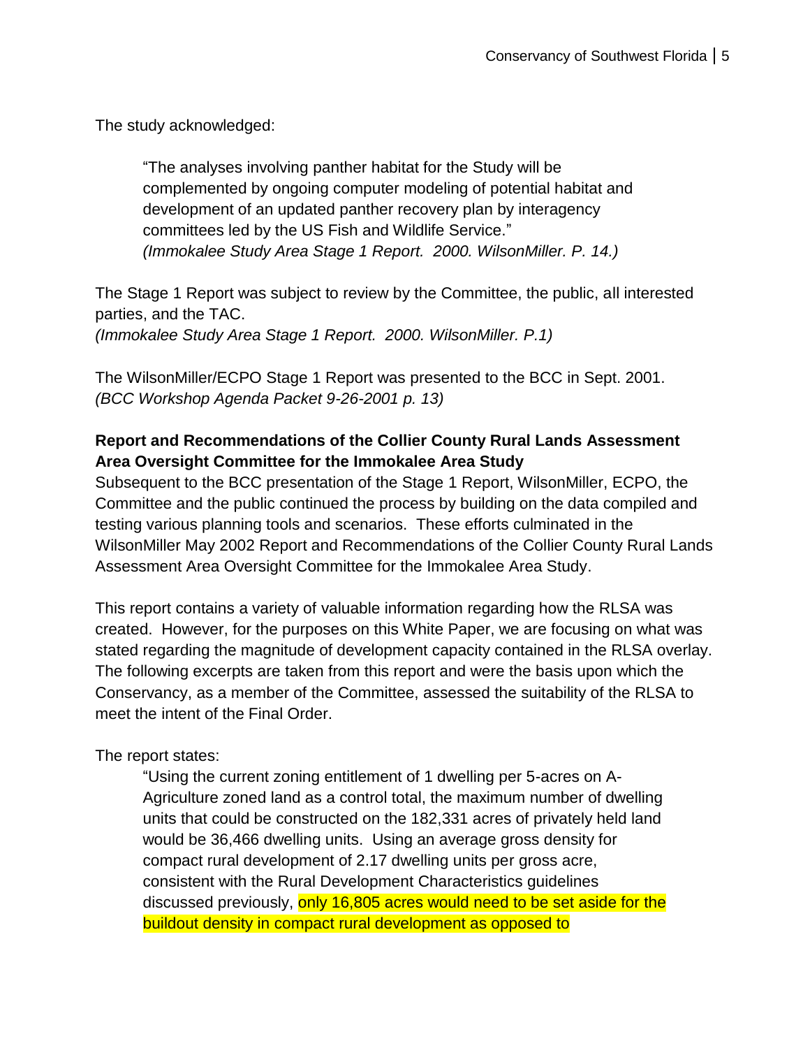The study acknowledged:

> "The analyses involving panther habitat for the Study will be complemented by ongoing computer modeling of potential habitat and development of an updated panther recovery plan by interagency committees led by the US Fish and Wildlife Service."
> *(Immokalee Study Area Stage 1 Report. 2000. WilsonMiller. P. 14.)*

The Stage 1 Report was subject to review by the Committee, the public, all interested parties, and the TAC.
*(Immokalee Study Area Stage 1 Report. 2000. WilsonMiller. P.1)*

The WilsonMiller/ECPO Stage 1 Report was presented to the BCC in Sept. 2001.
*(BCC Workshop Agenda Packet 9-26-2001 p. 13)*

**Report and Recommendations of the Collier County Rural Lands Assessment Area Oversight Committee for the Immokalee Area Study**

Subsequent to the BCC presentation of the Stage 1 Report, WilsonMiller, ECPO, the Committee and the public continued the process by building on the data compiled and testing various planning tools and scenarios. These efforts culminated in the WilsonMiller May 2002 Report and Recommendations of the Collier County Rural Lands Assessment Area Oversight Committee for the Immokalee Area Study.

This report contains a variety of valuable information regarding how the RLSA was created. However, for the purposes on this White Paper, we are focusing on what was stated regarding the magnitude of development capacity contained in the RLSA overlay. The following excerpts are taken from this report and were the basis upon which the Conservancy, as a member of the Committee, assessed the suitability of the RLSA to meet the intent of the Final Order.

The report states:

> "Using the current zoning entitlement of 1 dwelling per 5-acres on A-Agriculture zoned land as a control total, the maximum number of dwelling units that could be constructed on the 182,331 acres of privately held land would be 36,466 dwelling units. Using an average gross density for compact rural development of 2.17 dwelling units per gross acre, consistent with the Rural Development Characteristics guidelines discussed previously, only 16,805 acres would need to be set aside for the buildout density in compact rural development as opposed to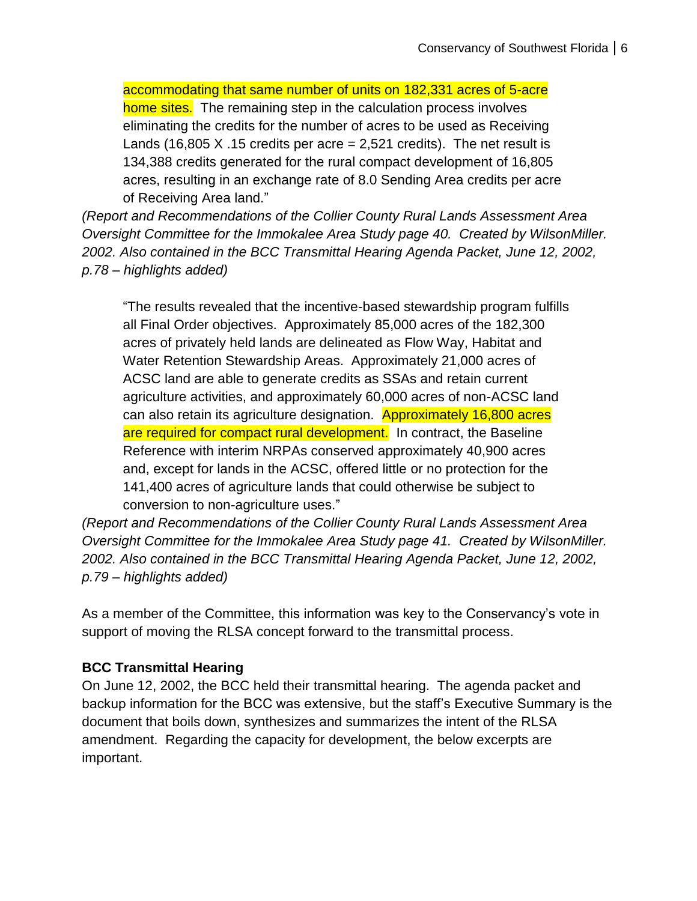accommodating that same number of units on 182,331 acres of 5-acre home sites. The remaining step in the calculation process involves eliminating the credits for the number of acres to be used as Receiving Lands (16,805 X .15 credits per acre = 2,521 credits). The net result is 134,388 credits generated for the rural compact development of 16,805 acres, resulting in an exchange rate of 8.0 Sending Area credits per acre of Receiving Area land."

*(Report and Recommendations of the Collier County Rural Lands Assessment Area Oversight Committee for the Immokalee Area Study page 40. Created by WilsonMiller. 2002. Also contained in the BCC Transmittal Hearing Agenda Packet, June 12, 2002, p.78 – highlights added)*

> "The results revealed that the incentive-based stewardship program fulfills all Final Order objectives. Approximately 85,000 acres of the 182,300 acres of privately held lands are delineated as Flow Way, Habitat and Water Retention Stewardship Areas. Approximately 21,000 acres of ACSC land are able to generate credits as SSAs and retain current agriculture activities, and approximately 60,000 acres of non-ACSC land can also retain its agriculture designation. Approximately 16,800 acres are required for compact rural development. In contract, the Baseline Reference with interim NRPAs conserved approximately 40,900 acres and, except for lands in the ACSC, offered little or no protection for the 141,400 acres of agriculture lands that could otherwise be subject to conversion to non-agriculture uses."

*(Report and Recommendations of the Collier County Rural Lands Assessment Area Oversight Committee for the Immokalee Area Study page 41. Created by WilsonMiller. 2002. Also contained in the BCC Transmittal Hearing Agenda Packet, June 12, 2002, p.79 – highlights added)*

As a member of the Committee, this information was key to the Conservancy's vote in support of moving the RLSA concept forward to the transmittal process.

**BCC Transmittal Hearing**

On June 12, 2002, the BCC held their transmittal hearing. The agenda packet and backup information for the BCC was extensive, but the staff's Executive Summary is the document that boils down, synthesizes and summarizes the intent of the RLSA amendment. Regarding the capacity for development, the below excerpts are important.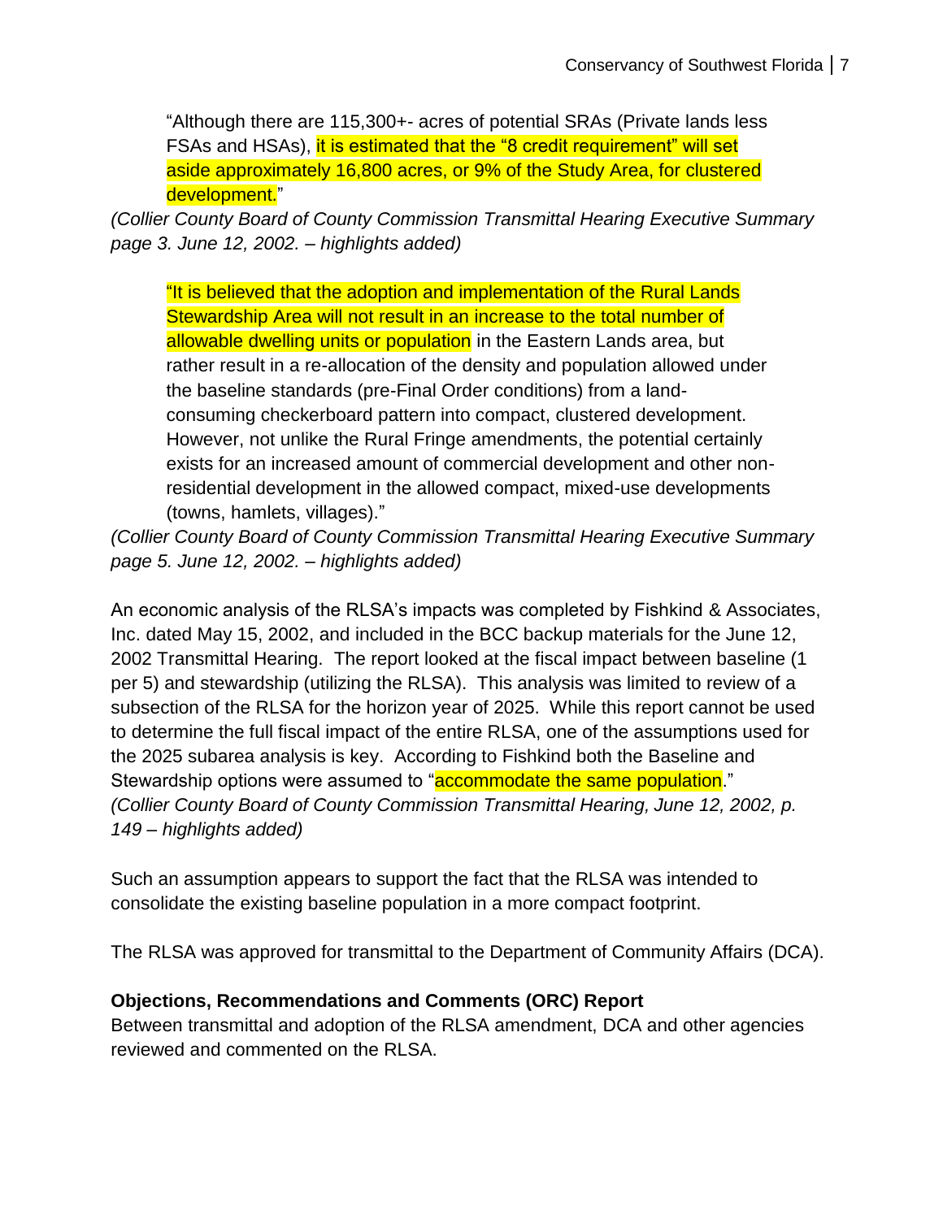> "Although there are 115,300+- acres of potential SRAs (Private lands less FSAs and HSAs), it is estimated that the "8 credit requirement" will set aside approximately 16,800 acres, or 9% of the Study Area, for clustered development."

*(Collier County Board of County Commission Transmittal Hearing Executive Summary page 3. June 12, 2002. – highlights added)*

> "It is believed that the adoption and implementation of the Rural Lands Stewardship Area will not result in an increase to the total number of allowable dwelling units or population in the Eastern Lands area, but rather result in a re-allocation of the density and population allowed under the baseline standards (pre-Final Order conditions) from a land-consuming checkerboard pattern into compact, clustered development. However, not unlike the Rural Fringe amendments, the potential certainly exists for an increased amount of commercial development and other non-residential development in the allowed compact, mixed-use developments (towns, hamlets, villages)."

*(Collier County Board of County Commission Transmittal Hearing Executive Summary page 5. June 12, 2002. – highlights added)*

An economic analysis of the RLSA's impacts was completed by Fishkind & Associates, Inc. dated May 15, 2002, and included in the BCC backup materials for the June 12, 2002 Transmittal Hearing. The report looked at the fiscal impact between baseline (1 per 5) and stewardship (utilizing the RLSA). This analysis was limited to review of a subsection of the RLSA for the horizon year of 2025. While this report cannot be used to determine the full fiscal impact of the entire RLSA, one of the assumptions used for the 2025 subarea analysis is key. According to Fishkind both the Baseline and Stewardship options were assumed to "accommodate the same population."
*(Collier County Board of County Commission Transmittal Hearing, June 12, 2002, p. 149 – highlights added)*

Such an assumption appears to support the fact that the RLSA was intended to consolidate the existing baseline population in a more compact footprint.

The RLSA was approved for transmittal to the Department of Community Affairs (DCA).

**Objections, Recommendations and Comments (ORC) Report**

Between transmittal and adoption of the RLSA amendment, DCA and other agencies reviewed and commented on the RLSA.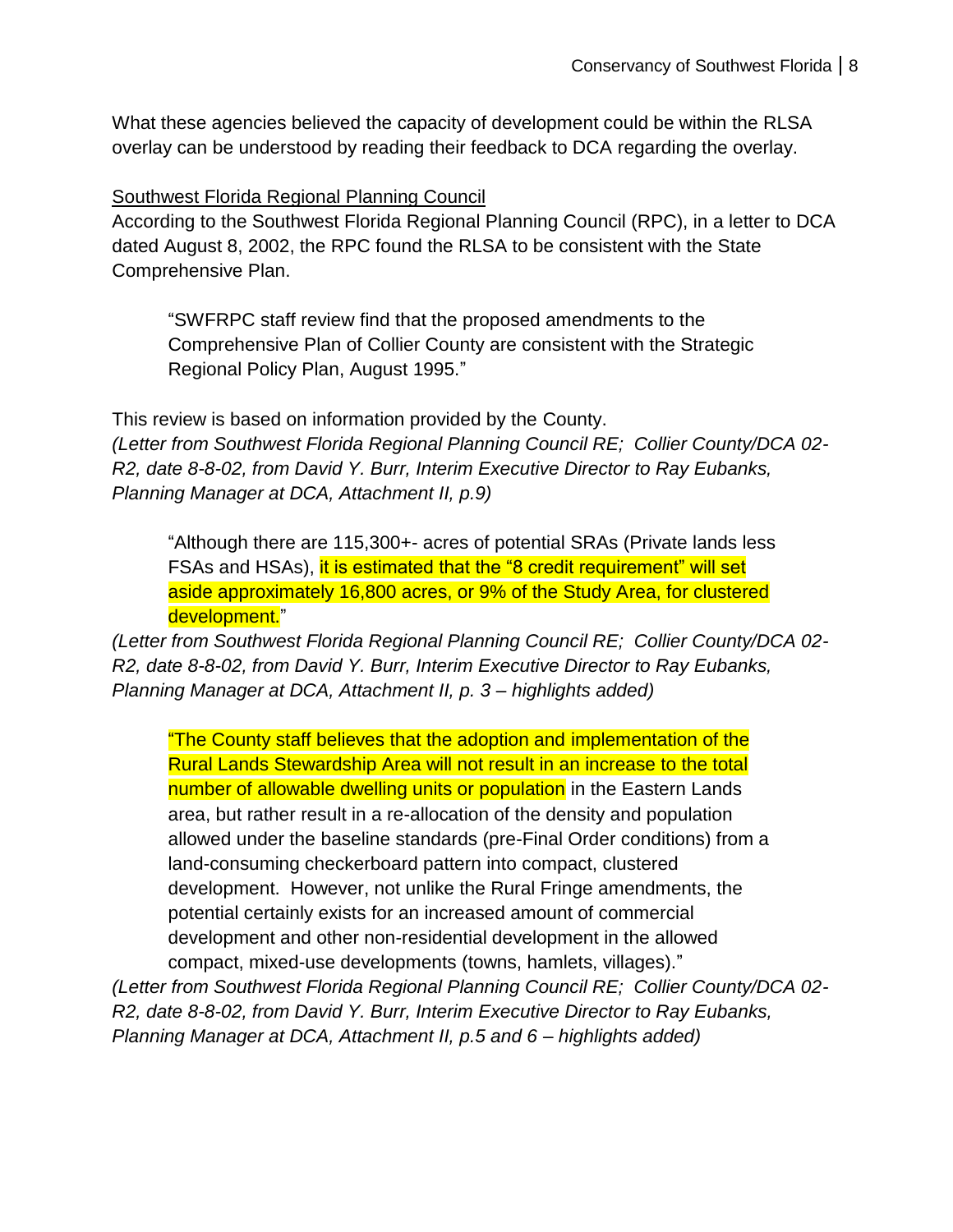What these agencies believed the capacity of development could be within the RLSA overlay can be understood by reading their feedback to DCA regarding the overlay.

<u>Southwest Florida Regional Planning Council</u>

According to the Southwest Florida Regional Planning Council (RPC), in a letter to DCA dated August 8, 2002, the RPC found the RLSA to be consistent with the State Comprehensive Plan.

> "SWFRPC staff review find that the proposed amendments to the Comprehensive Plan of Collier County are consistent with the Strategic Regional Policy Plan, August 1995."

This review is based on information provided by the County.

*(Letter from Southwest Florida Regional Planning Council RE; Collier County/DCA 02-R2, date 8-8-02, from David Y. Burr, Interim Executive Director to Ray Eubanks, Planning Manager at DCA, Attachment II, p.9)*

> "Although there are 115,300+- acres of potential SRAs (Private lands less FSAs and HSAs), <mark>it is estimated that the "8 credit requirement" will set aside approximately 16,800 acres, or 9% of the Study Area, for clustered development.</mark>"

*(Letter from Southwest Florida Regional Planning Council RE; Collier County/DCA 02-R2, date 8-8-02, from David Y. Burr, Interim Executive Director to Ray Eubanks, Planning Manager at DCA, Attachment II, p. 3 – highlights added)*

> <mark>"The County staff believes that the adoption and implementation of the Rural Lands Stewardship Area will not result in an increase to the total number of allowable dwelling units or population</mark> in the Eastern Lands area, but rather result in a re-allocation of the density and population allowed under the baseline standards (pre-Final Order conditions) from a land-consuming checkerboard pattern into compact, clustered development. However, not unlike the Rural Fringe amendments, the potential certainly exists for an increased amount of commercial development and other non-residential development in the allowed compact, mixed-use developments (towns, hamlets, villages)."

*(Letter from Southwest Florida Regional Planning Council RE; Collier County/DCA 02-R2, date 8-8-02, from David Y. Burr, Interim Executive Director to Ray Eubanks, Planning Manager at DCA, Attachment II, p.5 and 6 – highlights added)*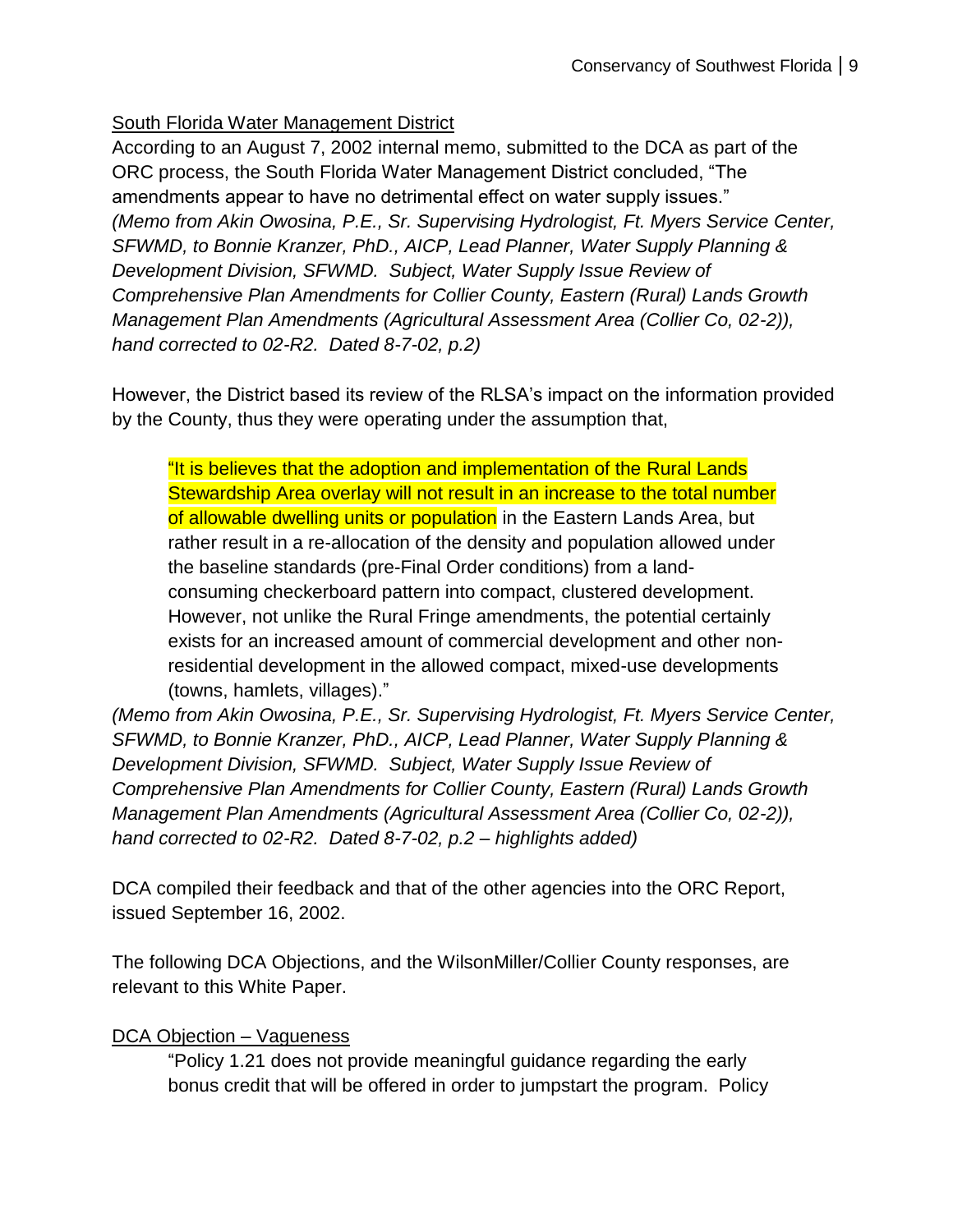South Florida Water Management District

According to an August 7, 2002 internal memo, submitted to the DCA as part of the ORC process, the South Florida Water Management District concluded, "The amendments appear to have no detrimental effect on water supply issues."
*(Memo from Akin Owosina, P.E., Sr. Supervising Hydrologist, Ft. Myers Service Center, SFWMD, to Bonnie Kranzer, PhD., AICP, Lead Planner, Water Supply Planning & Development Division, SFWMD. Subject, Water Supply Issue Review of Comprehensive Plan Amendments for Collier County, Eastern (Rural) Lands Growth Management Plan Amendments (Agricultural Assessment Area (Collier Co, 02-2)), hand corrected to 02-R2. Dated 8-7-02, p.2)*

However, the District based its review of the RLSA's impact on the information provided by the County, thus they were operating under the assumption that,

> "It is believes that the adoption and implementation of the Rural Lands Stewardship Area overlay will not result in an increase to the total number of allowable dwelling units or population in the Eastern Lands Area, but rather result in a re-allocation of the density and population allowed under the baseline standards (pre-Final Order conditions) from a land-consuming checkerboard pattern into compact, clustered development. However, not unlike the Rural Fringe amendments, the potential certainly exists for an increased amount of commercial development and other non-residential development in the allowed compact, mixed-use developments (towns, hamlets, villages)."

*(Memo from Akin Owosina, P.E., Sr. Supervising Hydrologist, Ft. Myers Service Center, SFWMD, to Bonnie Kranzer, PhD., AICP, Lead Planner, Water Supply Planning & Development Division, SFWMD. Subject, Water Supply Issue Review of Comprehensive Plan Amendments for Collier County, Eastern (Rural) Lands Growth Management Plan Amendments (Agricultural Assessment Area (Collier Co, 02-2)), hand corrected to 02-R2. Dated 8-7-02, p.2 – highlights added)*

DCA compiled their feedback and that of the other agencies into the ORC Report, issued September 16, 2002.

The following DCA Objections, and the WilsonMiller/Collier County responses, are relevant to this White Paper.

DCA Objection – Vagueness

> "Policy 1.21 does not provide meaningful guidance regarding the early bonus credit that will be offered in order to jumpstart the program. Policy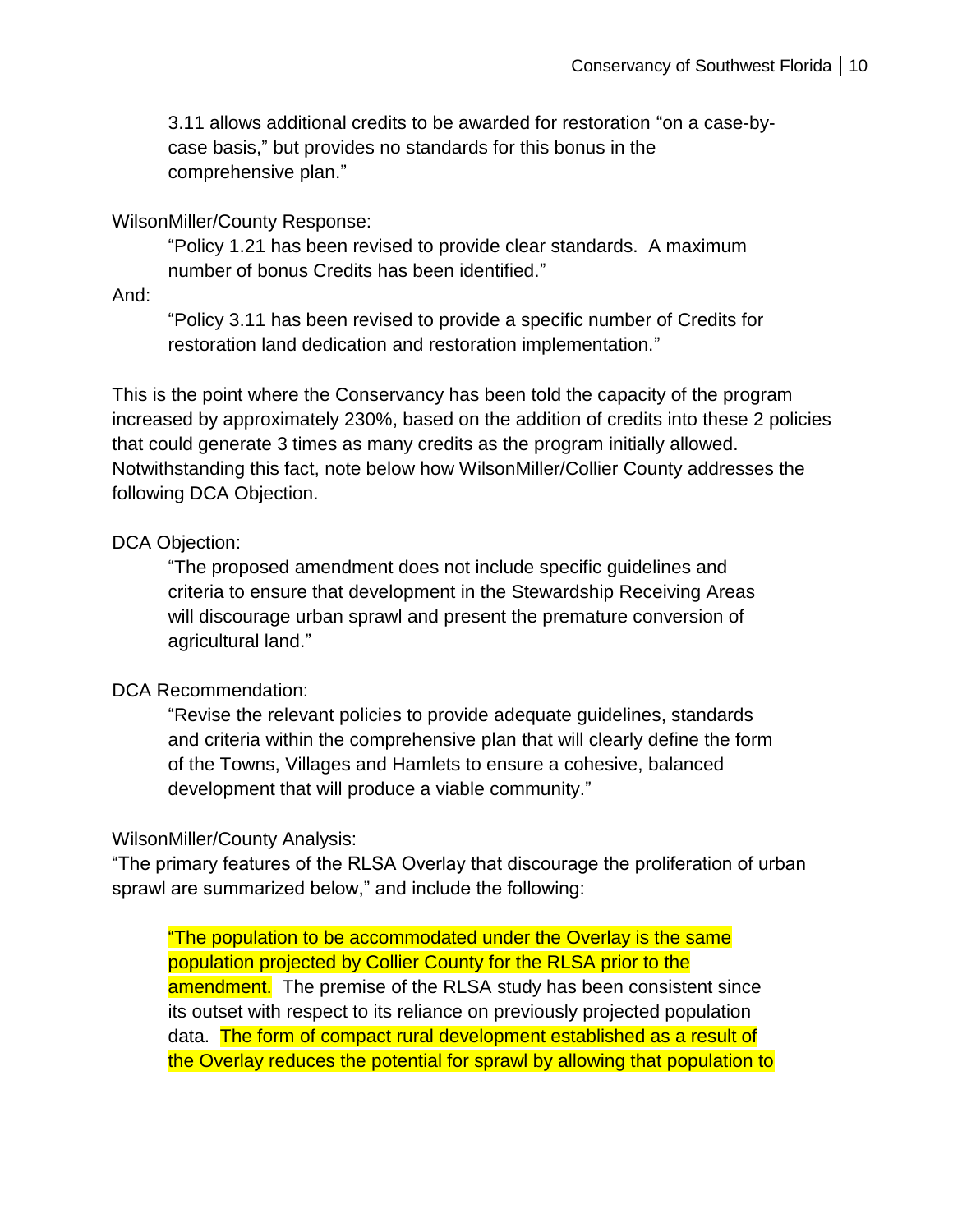3.11 allows additional credits to be awarded for restoration "on a case-by-case basis," but provides no standards for this bonus in the comprehensive plan."

WilsonMiller/County Response:

> "Policy 1.21 has been revised to provide clear standards. A maximum number of bonus Credits has been identified."

And:

> "Policy 3.11 has been revised to provide a specific number of Credits for restoration land dedication and restoration implementation."

This is the point where the Conservancy has been told the capacity of the program increased by approximately 230%, based on the addition of credits into these 2 policies that could generate 3 times as many credits as the program initially allowed. Notwithstanding this fact, note below how WilsonMiller/Collier County addresses the following DCA Objection.

DCA Objection:

> "The proposed amendment does not include specific guidelines and criteria to ensure that development in the Stewardship Receiving Areas will discourage urban sprawl and present the premature conversion of agricultural land."

DCA Recommendation:

> "Revise the relevant policies to provide adequate guidelines, standards and criteria within the comprehensive plan that will clearly define the form of the Towns, Villages and Hamlets to ensure a cohesive, balanced development that will produce a viable community."

WilsonMiller/County Analysis:

"The primary features of the RLSA Overlay that discourage the proliferation of urban sprawl are summarized below," and include the following:

> "The population to be accommodated under the Overlay is the same population projected by Collier County for the RLSA prior to the amendment. The premise of the RLSA study has been consistent since its outset with respect to its reliance on previously projected population data. The form of compact rural development established as a result of the Overlay reduces the potential for sprawl by allowing that population to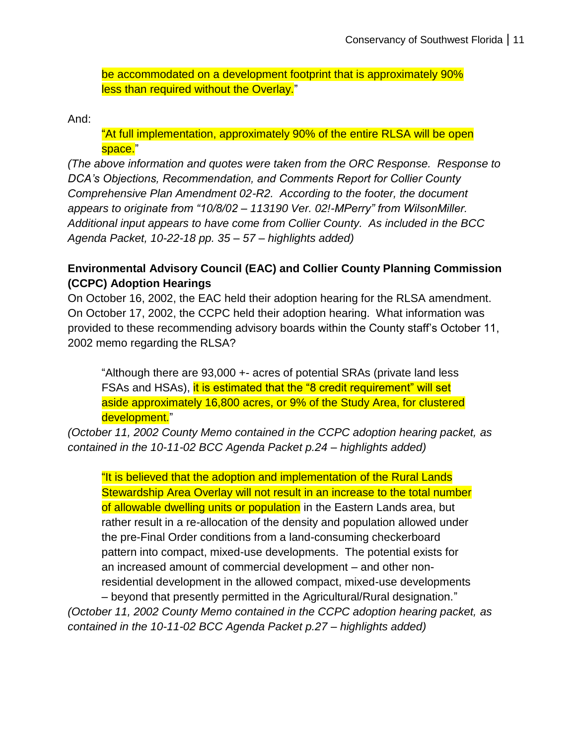> be accommodated on a development footprint that is approximately 90% less than required without the Overlay."

And:

> "At full implementation, approximately 90% of the entire RLSA will be open space."

*(The above information and quotes were taken from the ORC Response. Response to DCA's Objections, Recommendation, and Comments Report for Collier County Comprehensive Plan Amendment 02-R2. According to the footer, the document appears to originate from "10/8/02 – 113190 Ver. 02!-MPerry" from WilsonMiller. Additional input appears to have come from Collier County. As included in the BCC Agenda Packet, 10-22-18 pp. 35 – 57 – highlights added)*

**Environmental Advisory Council (EAC) and Collier County Planning Commission (CCPC) Adoption Hearings**

On October 16, 2002, the EAC held their adoption hearing for the RLSA amendment. On October 17, 2002, the CCPC held their adoption hearing. What information was provided to these recommending advisory boards within the County staff's October 11, 2002 memo regarding the RLSA?

> "Although there are 93,000 +- acres of potential SRAs (private land less FSAs and HSAs), it is estimated that the "8 credit requirement" will set aside approximately 16,800 acres, or 9% of the Study Area, for clustered development."

*(October 11, 2002 County Memo contained in the CCPC adoption hearing packet, as contained in the 10-11-02 BCC Agenda Packet p.24 – highlights added)*

> "It is believed that the adoption and implementation of the Rural Lands Stewardship Area Overlay will not result in an increase to the total number of allowable dwelling units or population in the Eastern Lands area, but rather result in a re-allocation of the density and population allowed under the pre-Final Order conditions from a land-consuming checkerboard pattern into compact, mixed-use developments. The potential exists for an increased amount of commercial development – and other non-residential development in the allowed compact, mixed-use developments – beyond that presently permitted in the Agricultural/Rural designation."

*(October 11, 2002 County Memo contained in the CCPC adoption hearing packet, as contained in the 10-11-02 BCC Agenda Packet p.27 – highlights added)*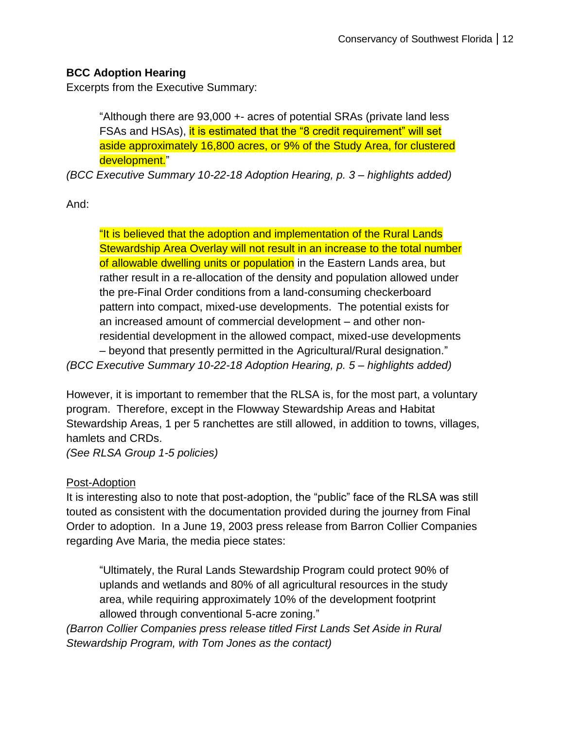**BCC Adoption Hearing**

Excerpts from the Executive Summary:

> "Although there are 93,000 +- acres of potential SRAs (private land less FSAs and HSAs), it is estimated that the "8 credit requirement" will set aside approximately 16,800 acres, or 9% of the Study Area, for clustered development."

*(BCC Executive Summary 10-22-18 Adoption Hearing, p. 3 – highlights added)*

And:

> "It is believed that the adoption and implementation of the Rural Lands Stewardship Area Overlay will not result in an increase to the total number of allowable dwelling units or population in the Eastern Lands area, but rather result in a re-allocation of the density and population allowed under the pre-Final Order conditions from a land-consuming checkerboard pattern into compact, mixed-use developments. The potential exists for an increased amount of commercial development – and other non-residential development in the allowed compact, mixed-use developments – beyond that presently permitted in the Agricultural/Rural designation."

*(BCC Executive Summary 10-22-18 Adoption Hearing, p. 5 – highlights added)*

However, it is important to remember that the RLSA is, for the most part, a voluntary program. Therefore, except in the Flowway Stewardship Areas and Habitat Stewardship Areas, 1 per 5 ranchettes are still allowed, in addition to towns, villages, hamlets and CRDs.

*(See RLSA Group 1-5 policies)*

<u>Post-Adoption</u>

It is interesting also to note that post-adoption, the "public" face of the RLSA was still touted as consistent with the documentation provided during the journey from Final Order to adoption. In a June 19, 2003 press release from Barron Collier Companies regarding Ave Maria, the media piece states:

> "Ultimately, the Rural Lands Stewardship Program could protect 90% of uplands and wetlands and 80% of all agricultural resources in the study area, while requiring approximately 10% of the development footprint allowed through conventional 5-acre zoning."

*(Barron Collier Companies press release titled First Lands Set Aside in Rural Stewardship Program, with Tom Jones as the contact)*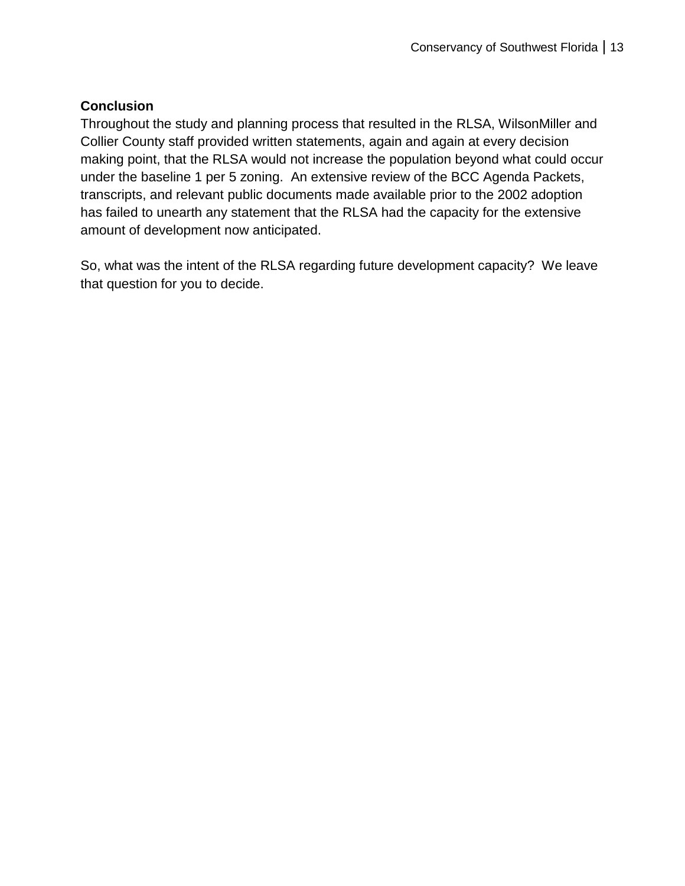**Conclusion**

Throughout the study and planning process that resulted in the RLSA, WilsonMiller and Collier County staff provided written statements, again and again at every decision making point, that the RLSA would not increase the population beyond what could occur under the baseline 1 per 5 zoning. An extensive review of the BCC Agenda Packets, transcripts, and relevant public documents made available prior to the 2002 adoption has failed to unearth any statement that the RLSA had the capacity for the extensive amount of development now anticipated.

So, what was the intent of the RLSA regarding future development capacity? We leave that question for you to decide.